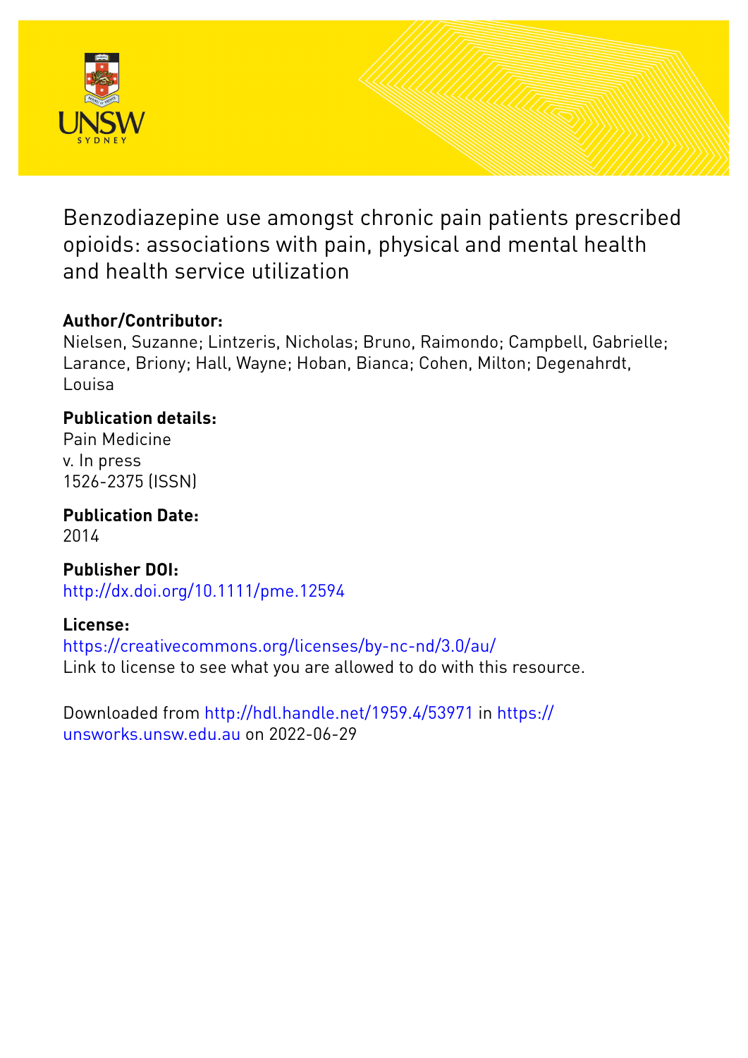# Benzodiazepine use amongst chronic pain patients prescribed opioids: associations with pain, physical and mental health and health service utilization

**Author/Contributor:**
Nielsen, Suzanne; Lintzeris, Nicholas; Bruno, Raimondo; Campbell, Gabrielle; Larance, Briony; Hall, Wayne; Hoban, Bianca; Cohen, Milton; Degenahrdt, Louisa

**Publication details:**
Pain Medicine
v. In press
1526-2375 (ISSN)

**Publication Date:**
2014

**Publisher DOI:**
http://dx.doi.org/10.1111/pme.12594

**License:**
https://creativecommons.org/licenses/by-nc-nd/3.0/au/
Link to license to see what you are allowed to do with this resource.

Downloaded from http://hdl.handle.net/1959.4/53971 in https://unsworks.unsw.edu.au on 2022-06-29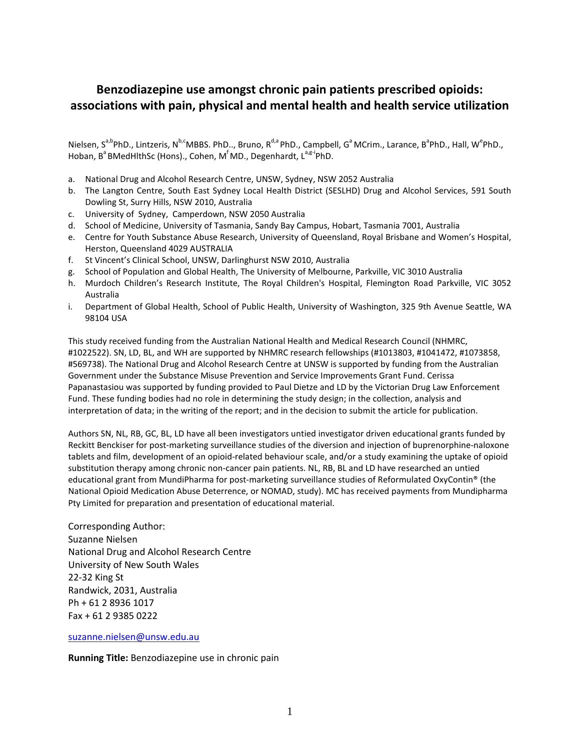# Benzodiazepine use amongst chronic pain patients prescribed opioids: associations with pain, physical and mental health and health service utilization

Nielsen, S[a,b]PhD., Lintzeris, N[b,c]MBBS. PhD.., Bruno, R[d,a] PhD., Campbell, G[a] MCrim., Larance, B[a]PhD., Hall, W[e]PhD., Hoban, B[a] BMedHlthSc (Hons)., Cohen, M[f] MD., Degenhardt, L[a,g-i]PhD.

a. National Drug and Alcohol Research Centre, UNSW, Sydney, NSW 2052 Australia
b. The Langton Centre, South East Sydney Local Health District (SESLHD) Drug and Alcohol Services, 591 South Dowling St, Surry Hills, NSW 2010, Australia
c. University of Sydney, Camperdown, NSW 2050 Australia
d. School of Medicine, University of Tasmania, Sandy Bay Campus, Hobart, Tasmania 7001, Australia
e. Centre for Youth Substance Abuse Research, University of Queensland, Royal Brisbane and Women's Hospital, Herston, Queensland 4029 AUSTRALIA
f. St Vincent's Clinical School, UNSW, Darlinghurst NSW 2010, Australia
g. School of Population and Global Health, The University of Melbourne, Parkville, VIC 3010 Australia
h. Murdoch Children's Research Institute, The Royal Children's Hospital, Flemington Road Parkville, VIC 3052 Australia
i. Department of Global Health, School of Public Health, University of Washington, 325 9th Avenue Seattle, WA 98104 USA

This study received funding from the Australian National Health and Medical Research Council (NHMRC, #1022522). SN, LD, BL, and WH are supported by NHMRC research fellowships (#1013803, #1041472, #1073858, #569738). The National Drug and Alcohol Research Centre at UNSW is supported by funding from the Australian Government under the Substance Misuse Prevention and Service Improvements Grant Fund. Cerissa Papanastasiou was supported by funding provided to Paul Dietze and LD by the Victorian Drug Law Enforcement Fund. These funding bodies had no role in determining the study design; in the collection, analysis and interpretation of data; in the writing of the report; and in the decision to submit the article for publication.

Authors SN, NL, RB, GC, BL, LD have all been investigators untied investigator driven educational grants funded by Reckitt Benckiser for post-marketing surveillance studies of the diversion and injection of buprenorphine-naloxone tablets and film, development of an opioid-related behaviour scale, and/or a study examining the uptake of opioid substitution therapy among chronic non-cancer pain patients. NL, RB, BL and LD have researched an untied educational grant from MundiPharma for post-marketing surveillance studies of Reformulated OxyContin® (the National Opioid Medication Abuse Deterrence, or NOMAD, study). MC has received payments from Mundipharma Pty Limited for preparation and presentation of educational material.

Corresponding Author:
Suzanne Nielsen
National Drug and Alcohol Research Centre
University of New South Wales
22-32 King St
Randwick, 2031, Australia
Ph + 61 2 8936 1017
Fax + 61 2 9385 0222

suzanne.nielsen@unsw.edu.au

**Running Title:** Benzodiazepine use in chronic pain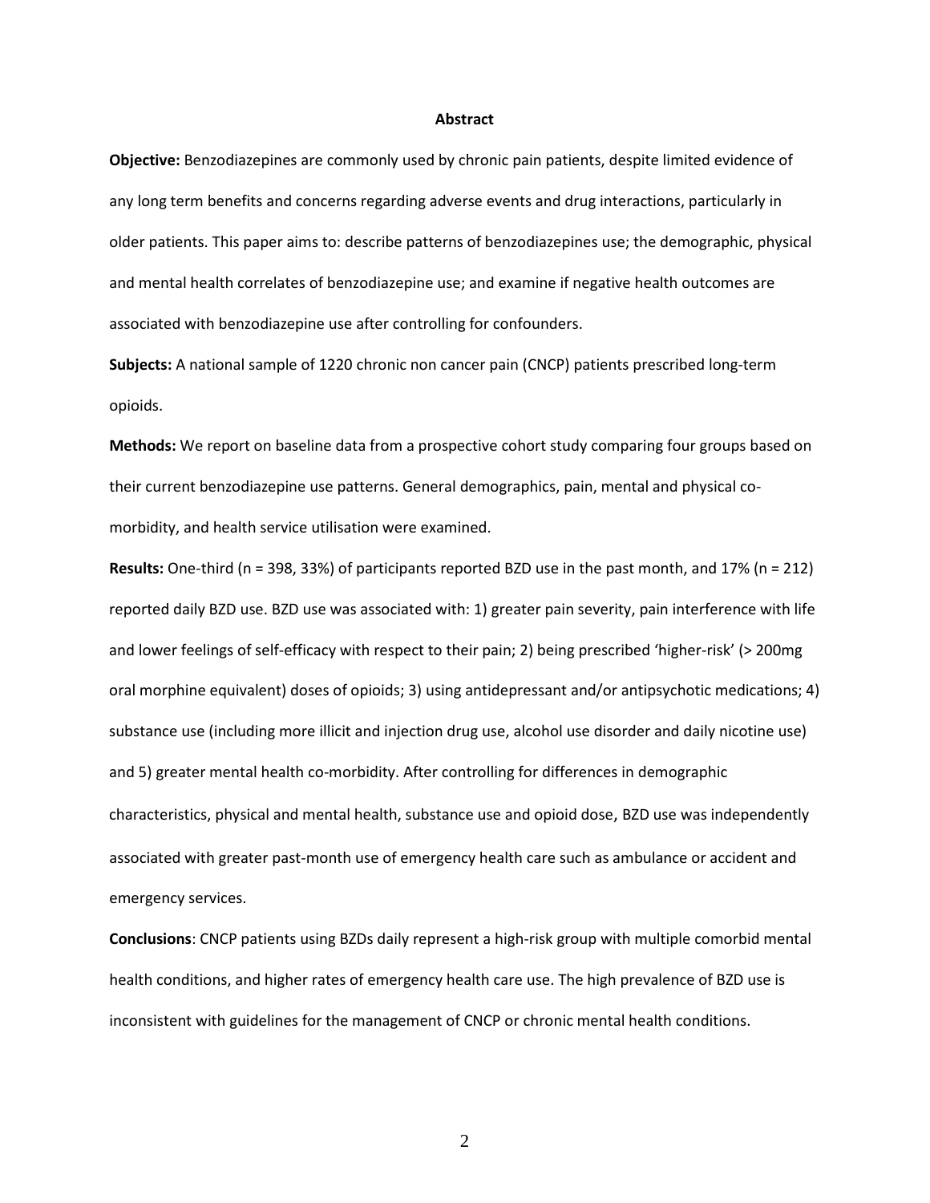## Abstract

**Objective:** Benzodiazepines are commonly used by chronic pain patients, despite limited evidence of any long term benefits and concerns regarding adverse events and drug interactions, particularly in older patients. This paper aims to: describe patterns of benzodiazepines use; the demographic, physical and mental health correlates of benzodiazepine use; and examine if negative health outcomes are associated with benzodiazepine use after controlling for confounders.

**Subjects:** A national sample of 1220 chronic non cancer pain (CNCP) patients prescribed long-term opioids.

**Methods:** We report on baseline data from a prospective cohort study comparing four groups based on their current benzodiazepine use patterns. General demographics, pain, mental and physical co-morbidity, and health service utilisation were examined.

**Results:** One-third (n = 398, 33%) of participants reported BZD use in the past month, and 17% (n = 212) reported daily BZD use. BZD use was associated with: 1) greater pain severity, pain interference with life and lower feelings of self-efficacy with respect to their pain; 2) being prescribed 'higher-risk' (> 200mg oral morphine equivalent) doses of opioids; 3) using antidepressant and/or antipsychotic medications; 4) substance use (including more illicit and injection drug use, alcohol use disorder and daily nicotine use) and 5) greater mental health co-morbidity. After controlling for differences in demographic characteristics, physical and mental health, substance use and opioid dose, BZD use was independently associated with greater past-month use of emergency health care such as ambulance or accident and emergency services.

**Conclusions**: CNCP patients using BZDs daily represent a high-risk group with multiple comorbid mental health conditions, and higher rates of emergency health care use. The high prevalence of BZD use is inconsistent with guidelines for the management of CNCP or chronic mental health conditions.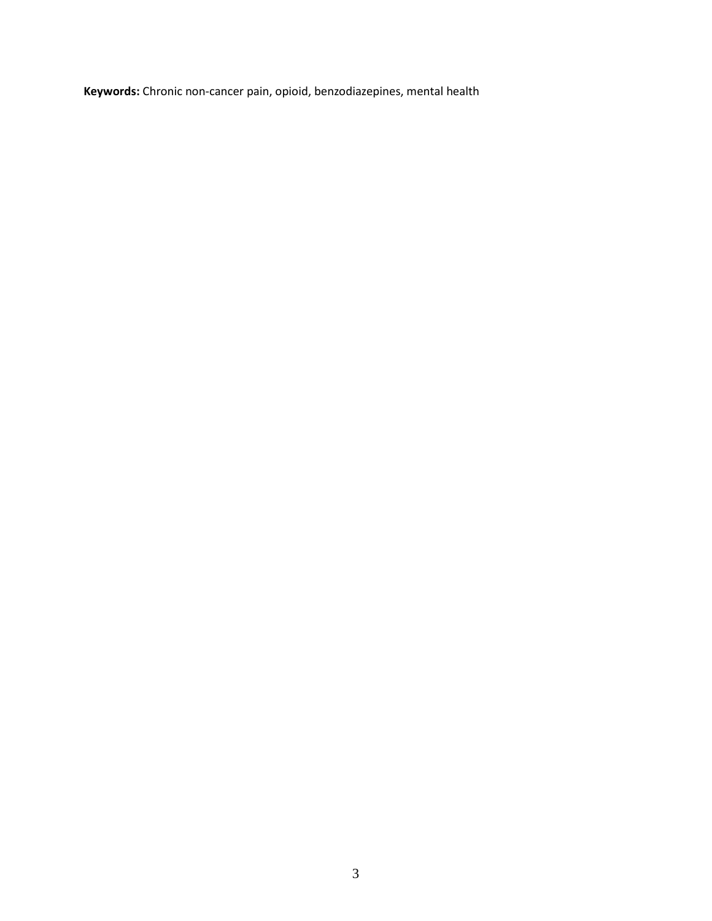**Keywords:** Chronic non-cancer pain, opioid, benzodiazepines, mental health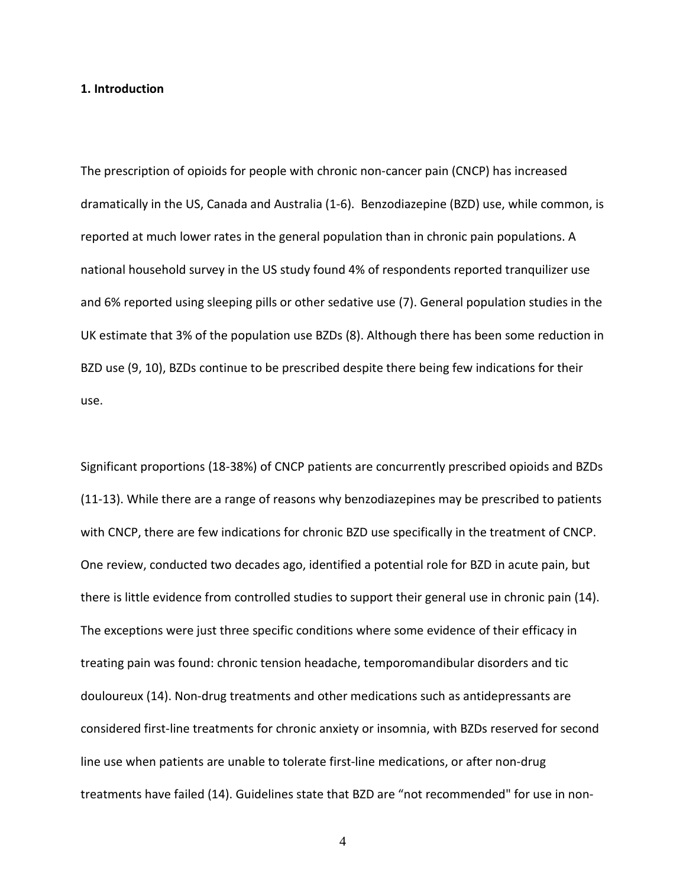**1. Introduction**

The prescription of opioids for people with chronic non-cancer pain (CNCP) has increased dramatically in the US, Canada and Australia (1-6). Benzodiazepine (BZD) use, while common, is reported at much lower rates in the general population than in chronic pain populations. A national household survey in the US study found 4% of respondents reported tranquilizer use and 6% reported using sleeping pills or other sedative use (7). General population studies in the UK estimate that 3% of the population use BZDs (8). Although there has been some reduction in BZD use (9, 10), BZDs continue to be prescribed despite there being few indications for their use.

Significant proportions (18-38%) of CNCP patients are concurrently prescribed opioids and BZDs (11-13). While there are a range of reasons why benzodiazepines may be prescribed to patients with CNCP, there are few indications for chronic BZD use specifically in the treatment of CNCP. One review, conducted two decades ago, identified a potential role for BZD in acute pain, but there is little evidence from controlled studies to support their general use in chronic pain (14). The exceptions were just three specific conditions where some evidence of their efficacy in treating pain was found: chronic tension headache, temporomandibular disorders and tic douloureux (14). Non-drug treatments and other medications such as antidepressants are considered first-line treatments for chronic anxiety or insomnia, with BZDs reserved for second line use when patients are unable to tolerate first-line medications, or after non-drug treatments have failed (14). Guidelines state that BZD are "not recommended" for use in non-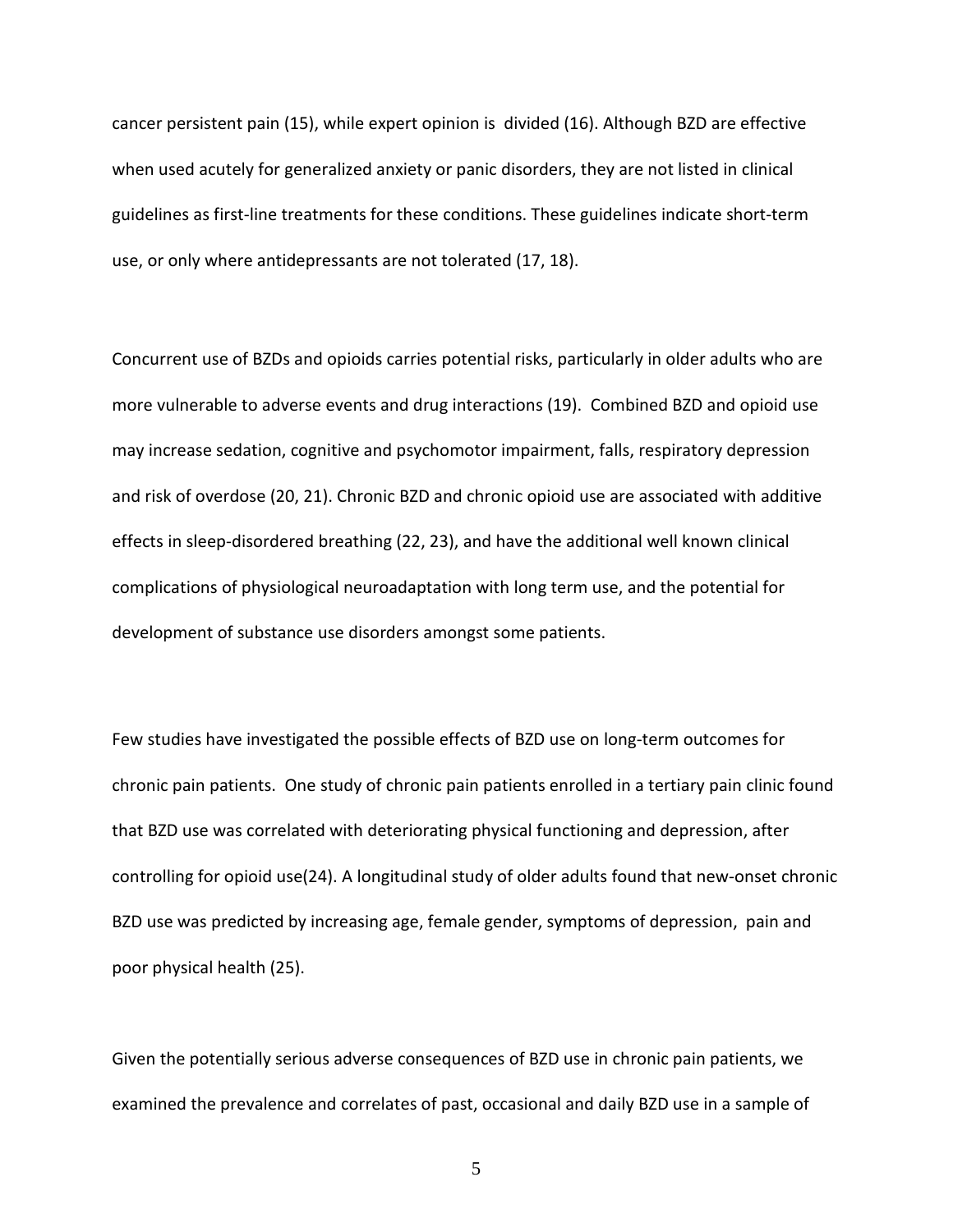cancer persistent pain (15), while expert opinion is divided (16). Although BZD are effective when used acutely for generalized anxiety or panic disorders, they are not listed in clinical guidelines as first-line treatments for these conditions. These guidelines indicate short-term use, or only where antidepressants are not tolerated (17, 18).

Concurrent use of BZDs and opioids carries potential risks, particularly in older adults who are more vulnerable to adverse events and drug interactions (19). Combined BZD and opioid use may increase sedation, cognitive and psychomotor impairment, falls, respiratory depression and risk of overdose (20, 21). Chronic BZD and chronic opioid use are associated with additive effects in sleep-disordered breathing (22, 23), and have the additional well known clinical complications of physiological neuroadaptation with long term use, and the potential for development of substance use disorders amongst some patients.

Few studies have investigated the possible effects of BZD use on long-term outcomes for chronic pain patients. One study of chronic pain patients enrolled in a tertiary pain clinic found that BZD use was correlated with deteriorating physical functioning and depression, after controlling for opioid use(24). A longitudinal study of older adults found that new-onset chronic BZD use was predicted by increasing age, female gender, symptoms of depression, pain and poor physical health (25).

Given the potentially serious adverse consequences of BZD use in chronic pain patients, we examined the prevalence and correlates of past, occasional and daily BZD use in a sample of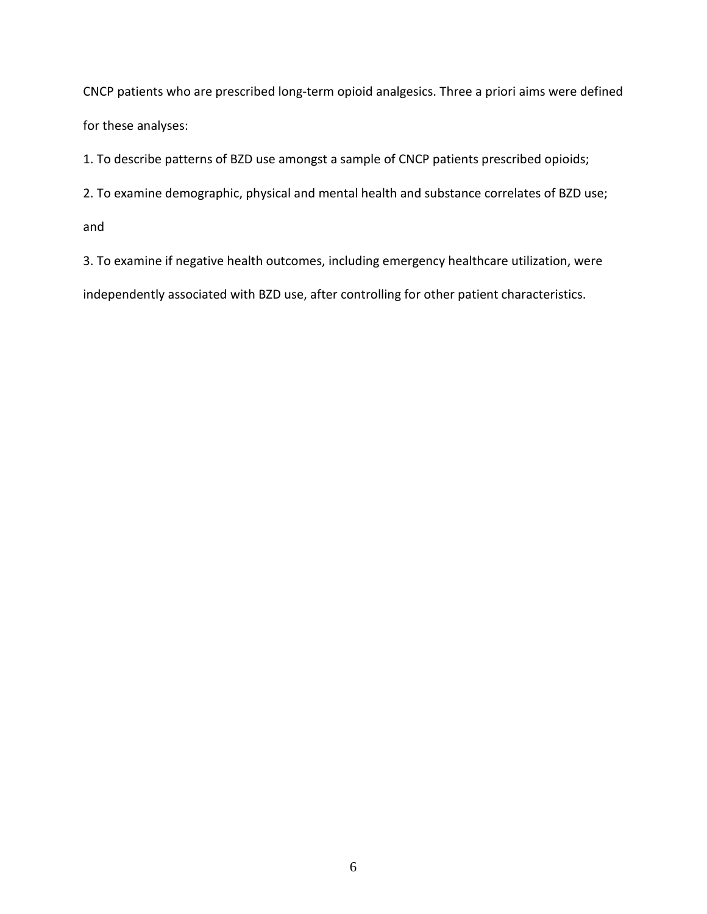CNCP patients who are prescribed long-term opioid analgesics. Three a priori aims were defined for these analyses:

1. To describe patterns of BZD use amongst a sample of CNCP patients prescribed opioids;
2. To examine demographic, physical and mental health and substance correlates of BZD use; and
3. To examine if negative health outcomes, including emergency healthcare utilization, were independently associated with BZD use, after controlling for other patient characteristics.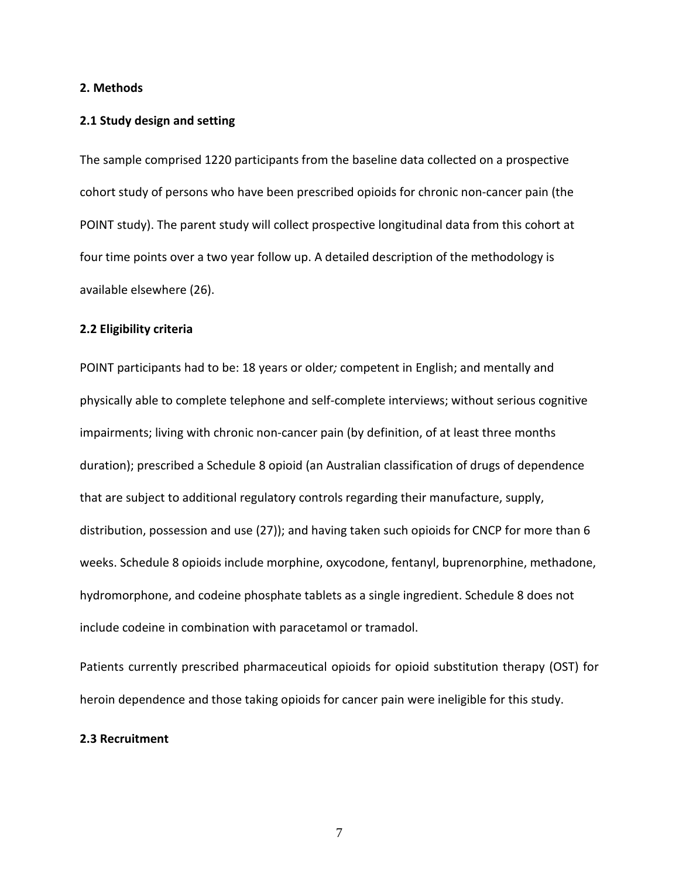## 2. Methods

### 2.1 Study design and setting

The sample comprised 1220 participants from the baseline data collected on a prospective cohort study of persons who have been prescribed opioids for chronic non-cancer pain (the POINT study). The parent study will collect prospective longitudinal data from this cohort at four time points over a two year follow up. A detailed description of the methodology is available elsewhere (26).

### 2.2 Eligibility criteria

POINT participants had to be: 18 years or older*;* competent in English; and mentally and physically able to complete telephone and self-complete interviews; without serious cognitive impairments; living with chronic non-cancer pain (by definition, of at least three months duration); prescribed a Schedule 8 opioid (an Australian classification of drugs of dependence that are subject to additional regulatory controls regarding their manufacture, supply, distribution, possession and use (27)); and having taken such opioids for CNCP for more than 6 weeks. Schedule 8 opioids include morphine, oxycodone, fentanyl, buprenorphine, methadone, hydromorphone, and codeine phosphate tablets as a single ingredient. Schedule 8 does not include codeine in combination with paracetamol or tramadol.

Patients currently prescribed pharmaceutical opioids for opioid substitution therapy (OST) for heroin dependence and those taking opioids for cancer pain were ineligible for this study.

### 2.3 Recruitment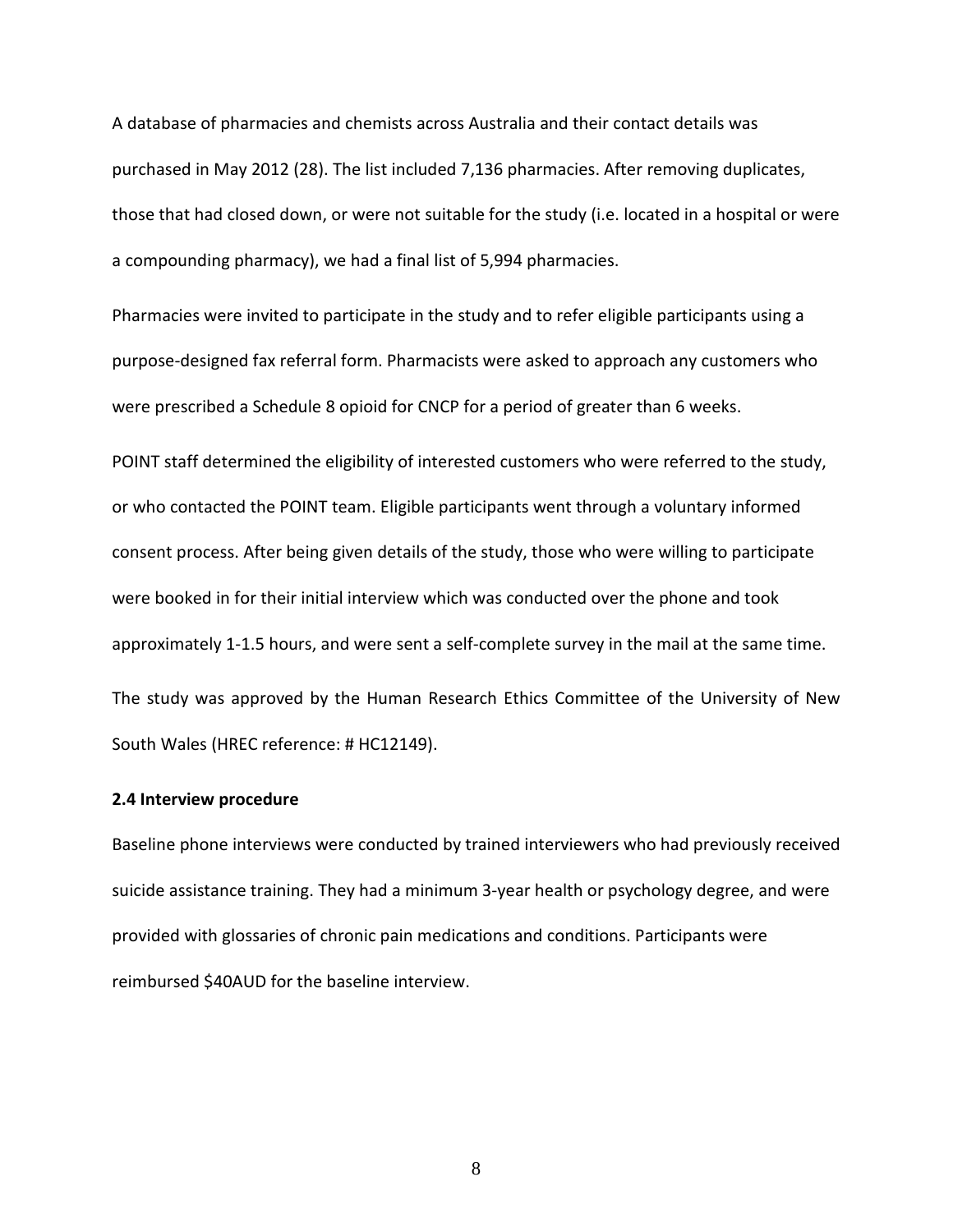A database of pharmacies and chemists across Australia and their contact details was purchased in May 2012 (28). The list included 7,136 pharmacies. After removing duplicates, those that had closed down, or were not suitable for the study (i.e. located in a hospital or were a compounding pharmacy), we had a final list of 5,994 pharmacies.

Pharmacies were invited to participate in the study and to refer eligible participants using a purpose-designed fax referral form. Pharmacists were asked to approach any customers who were prescribed a Schedule 8 opioid for CNCP for a period of greater than 6 weeks.

POINT staff determined the eligibility of interested customers who were referred to the study, or who contacted the POINT team. Eligible participants went through a voluntary informed consent process. After being given details of the study, those who were willing to participate were booked in for their initial interview which was conducted over the phone and took approximately 1-1.5 hours, and were sent a self-complete survey in the mail at the same time.

The study was approved by the Human Research Ethics Committee of the University of New South Wales (HREC reference: # HC12149).

### 2.4 Interview procedure

Baseline phone interviews were conducted by trained interviewers who had previously received suicide assistance training. They had a minimum 3-year health or psychology degree, and were provided with glossaries of chronic pain medications and conditions. Participants were reimbursed $40AUD for the baseline interview.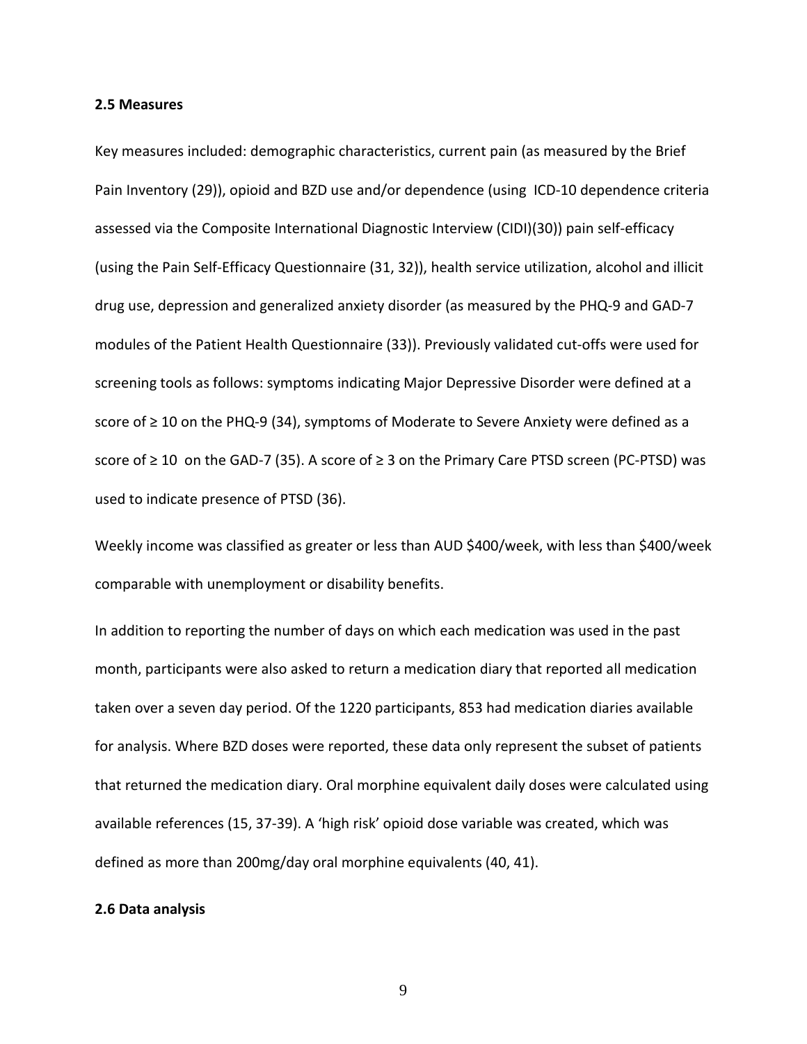### 2.5 Measures

Key measures included: demographic characteristics, current pain (as measured by the Brief Pain Inventory (29)), opioid and BZD use and/or dependence (using ICD-10 dependence criteria assessed via the Composite International Diagnostic Interview (CIDI)(30)) pain self-efficacy (using the Pain Self-Efficacy Questionnaire (31, 32)), health service utilization, alcohol and illicit drug use, depression and generalized anxiety disorder (as measured by the PHQ-9 and GAD-7 modules of the Patient Health Questionnaire (33)). Previously validated cut-offs were used for screening tools as follows: symptoms indicating Major Depressive Disorder were defined at a score of ≥ 10 on the PHQ-9 (34), symptoms of Moderate to Severe Anxiety were defined as a score of ≥ 10 on the GAD-7 (35). A score of ≥ 3 on the Primary Care PTSD screen (PC-PTSD) was used to indicate presence of PTSD (36).

Weekly income was classified as greater or less than AUD $400/week, with less than $400/week comparable with unemployment or disability benefits.

In addition to reporting the number of days on which each medication was used in the past month, participants were also asked to return a medication diary that reported all medication taken over a seven day period. Of the 1220 participants, 853 had medication diaries available for analysis. Where BZD doses were reported, these data only represent the subset of patients that returned the medication diary. Oral morphine equivalent daily doses were calculated using available references (15, 37-39). A 'high risk' opioid dose variable was created, which was defined as more than 200mg/day oral morphine equivalents (40, 41).

### 2.6 Data analysis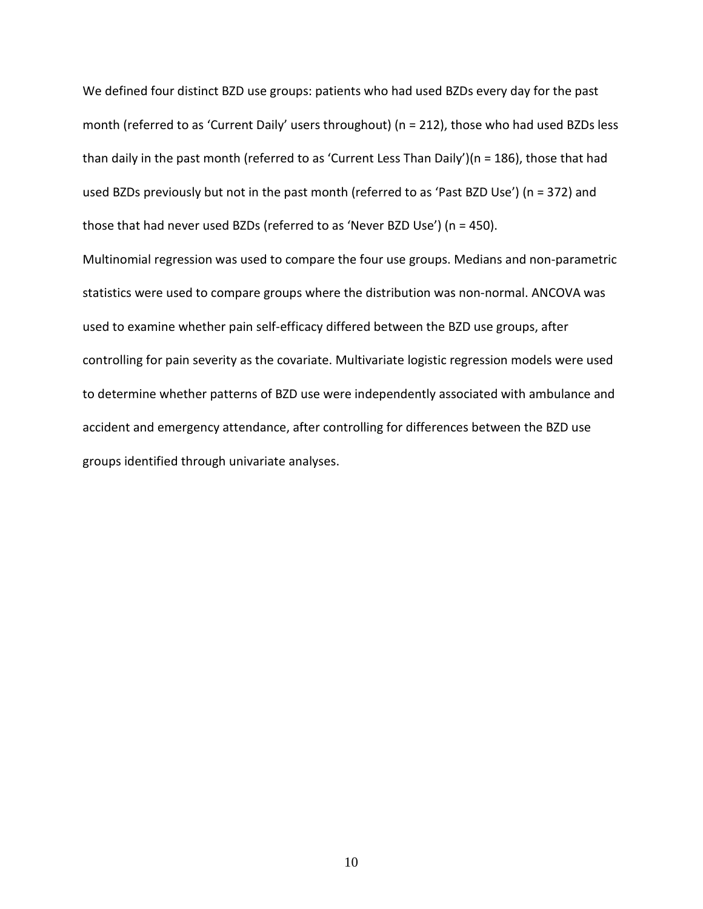We defined four distinct BZD use groups: patients who had used BZDs every day for the past month (referred to as 'Current Daily' users throughout) (n = 212), those who had used BZDs less than daily in the past month (referred to as 'Current Less Than Daily')(n = 186), those that had used BZDs previously but not in the past month (referred to as 'Past BZD Use') (n = 372) and those that had never used BZDs (referred to as 'Never BZD Use') (n = 450).

Multinomial regression was used to compare the four use groups. Medians and non-parametric statistics were used to compare groups where the distribution was non-normal. ANCOVA was used to examine whether pain self-efficacy differed between the BZD use groups, after controlling for pain severity as the covariate. Multivariate logistic regression models were used to determine whether patterns of BZD use were independently associated with ambulance and accident and emergency attendance, after controlling for differences between the BZD use groups identified through univariate analyses.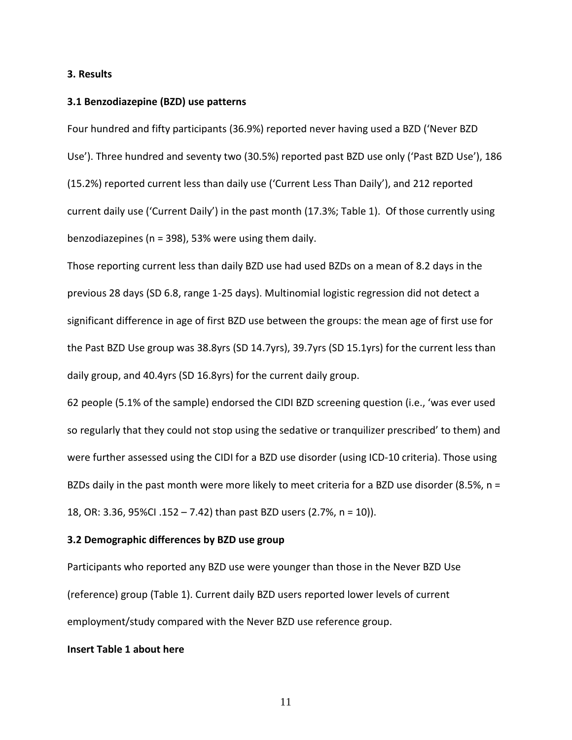### 3. Results

### 3.1 Benzodiazepine (BZD) use patterns

Four hundred and fifty participants (36.9%) reported never having used a BZD ('Never BZD Use'). Three hundred and seventy two (30.5%) reported past BZD use only ('Past BZD Use'), 186 (15.2%) reported current less than daily use ('Current Less Than Daily'), and 212 reported current daily use ('Current Daily') in the past month (17.3%; Table 1). Of those currently using benzodiazepines (n = 398), 53% were using them daily.

Those reporting current less than daily BZD use had used BZDs on a mean of 8.2 days in the previous 28 days (SD 6.8, range 1-25 days). Multinomial logistic regression did not detect a significant difference in age of first BZD use between the groups: the mean age of first use for the Past BZD Use group was 38.8yrs (SD 14.7yrs), 39.7yrs (SD 15.1yrs) for the current less than daily group, and 40.4yrs (SD 16.8yrs) for the current daily group.

62 people (5.1% of the sample) endorsed the CIDI BZD screening question (i.e., 'was ever used so regularly that they could not stop using the sedative or tranquilizer prescribed' to them) and were further assessed using the CIDI for a BZD use disorder (using ICD-10 criteria). Those using BZDs daily in the past month were more likely to meet criteria for a BZD use disorder (8.5%, n = 18, OR: 3.36, 95%CI .152 – 7.42) than past BZD users (2.7%, n = 10)).

### 3.2 Demographic differences by BZD use group

Participants who reported any BZD use were younger than those in the Never BZD Use (reference) group (Table 1). Current daily BZD users reported lower levels of current employment/study compared with the Never BZD use reference group.

**Insert Table 1 about here**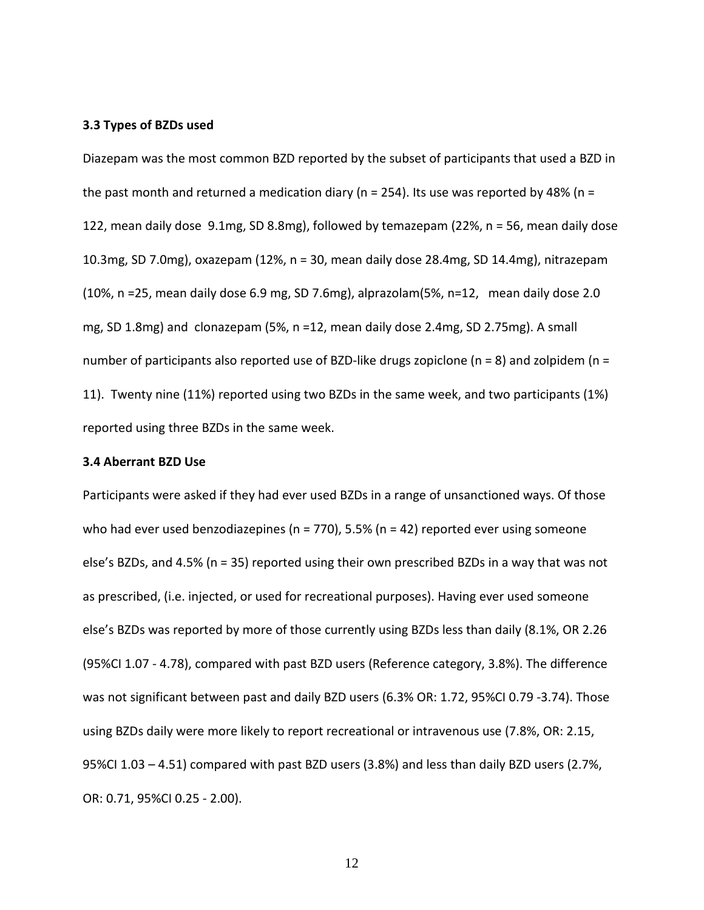### 3.3 Types of BZDs used

Diazepam was the most common BZD reported by the subset of participants that used a BZD in the past month and returned a medication diary (n = 254). Its use was reported by 48% (n = 122, mean daily dose 9.1mg, SD 8.8mg), followed by temazepam (22%, n = 56, mean daily dose 10.3mg, SD 7.0mg), oxazepam (12%, n = 30, mean daily dose 28.4mg, SD 14.4mg), nitrazepam (10%, n =25, mean daily dose 6.9 mg, SD 7.6mg), alprazolam(5%, n=12, mean daily dose 2.0 mg, SD 1.8mg) and clonazepam (5%, n =12, mean daily dose 2.4mg, SD 2.75mg). A small number of participants also reported use of BZD-like drugs zopiclone (n = 8) and zolpidem (n = 11). Twenty nine (11%) reported using two BZDs in the same week, and two participants (1%) reported using three BZDs in the same week.

### 3.4 Aberrant BZD Use

Participants were asked if they had ever used BZDs in a range of unsanctioned ways. Of those who had ever used benzodiazepines (n = 770), 5.5% (n = 42) reported ever using someone else's BZDs, and 4.5% (n = 35) reported using their own prescribed BZDs in a way that was not as prescribed, (i.e. injected, or used for recreational purposes). Having ever used someone else's BZDs was reported by more of those currently using BZDs less than daily (8.1%, OR 2.26 (95%CI 1.07 - 4.78), compared with past BZD users (Reference category, 3.8%). The difference was not significant between past and daily BZD users (6.3% OR: 1.72, 95%CI 0.79 -3.74). Those using BZDs daily were more likely to report recreational or intravenous use (7.8%, OR: 2.15, 95%CI 1.03 – 4.51) compared with past BZD users (3.8%) and less than daily BZD users (2.7%, OR: 0.71, 95%CI 0.25 - 2.00).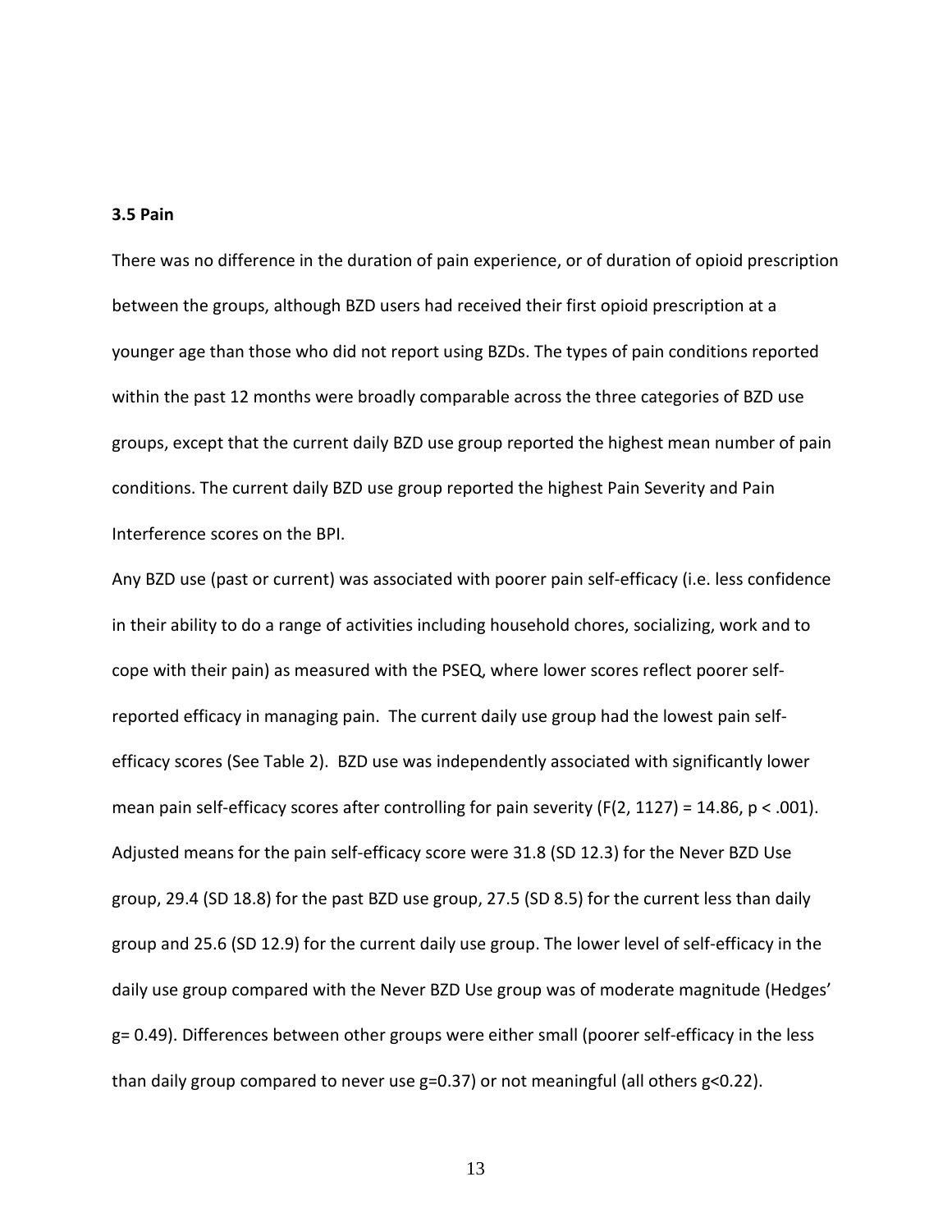### 3.5 Pain

There was no difference in the duration of pain experience, or of duration of opioid prescription between the groups, although BZD users had received their first opioid prescription at a younger age than those who did not report using BZDs. The types of pain conditions reported within the past 12 months were broadly comparable across the three categories of BZD use groups, except that the current daily BZD use group reported the highest mean number of pain conditions. The current daily BZD use group reported the highest Pain Severity and Pain Interference scores on the BPI.

Any BZD use (past or current) was associated with poorer pain self-efficacy (i.e. less confidence in their ability to do a range of activities including household chores, socializing, work and to cope with their pain) as measured with the PSEQ, where lower scores reflect poorer self-reported efficacy in managing pain. The current daily use group had the lowest pain self-efficacy scores (See Table 2). BZD use was independently associated with significantly lower mean pain self-efficacy scores after controlling for pain severity ($F(2, 1127) = 14.86$, $p < .001$). Adjusted means for the pain self-efficacy score were 31.8 (SD 12.3) for the Never BZD Use group, 29.4 (SD 18.8) for the past BZD use group, 27.5 (SD 8.5) for the current less than daily group and 25.6 (SD 12.9) for the current daily use group. The lower level of self-efficacy in the daily use group compared with the Never BZD Use group was of moderate magnitude (Hedges' $g = 0.49$). Differences between other groups were either small (poorer self-efficacy in the less than daily group compared to never use $g=0.37$) or not meaningful (all others $g<0.22$).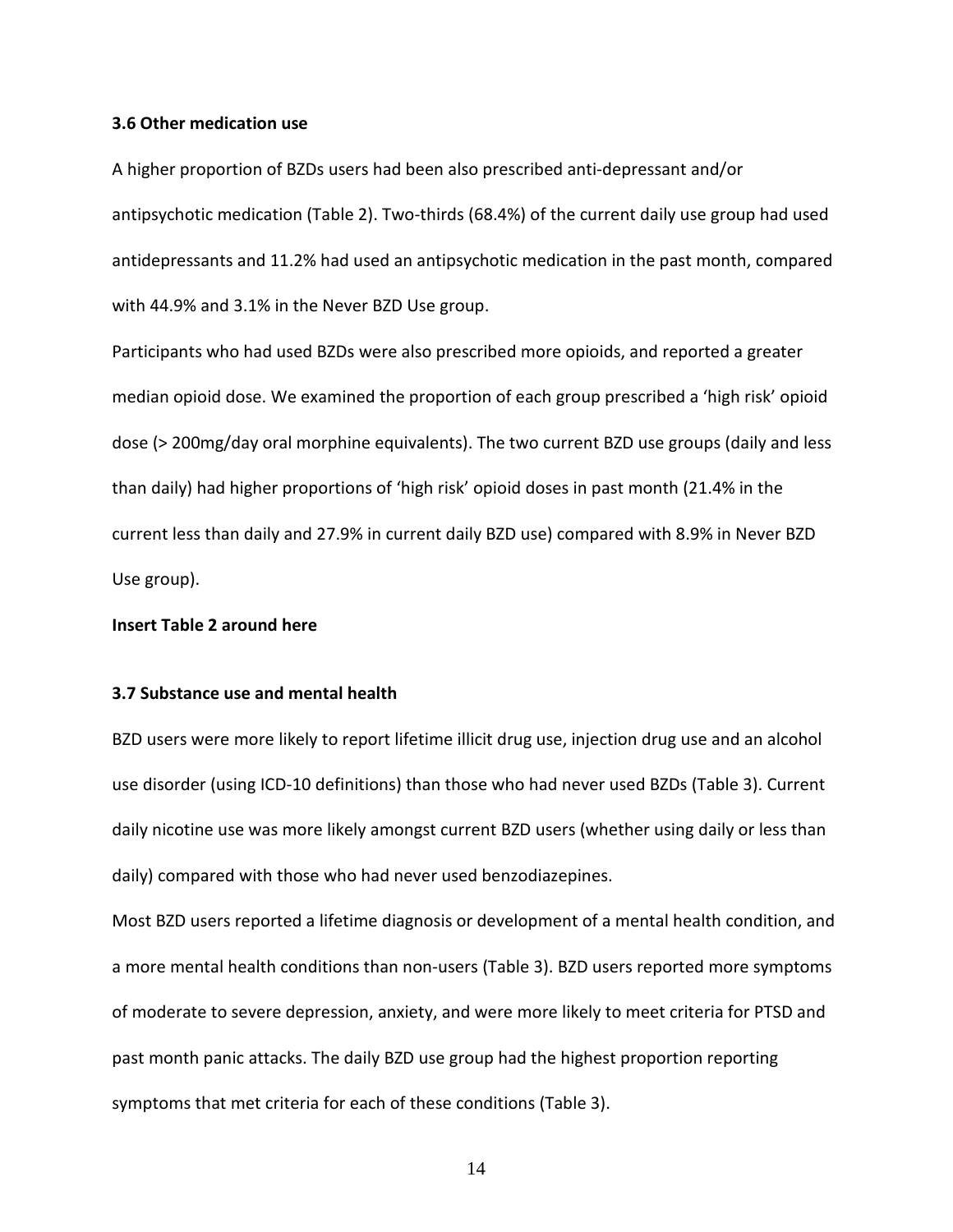### 3.6 Other medication use

A higher proportion of BZDs users had been also prescribed anti-depressant and/or antipsychotic medication (Table 2). Two-thirds (68.4%) of the current daily use group had used antidepressants and 11.2% had used an antipsychotic medication in the past month, compared with 44.9% and 3.1% in the Never BZD Use group.

Participants who had used BZDs were also prescribed more opioids, and reported a greater median opioid dose. We examined the proportion of each group prescribed a 'high risk' opioid dose (> 200mg/day oral morphine equivalents). The two current BZD use groups (daily and less than daily) had higher proportions of 'high risk' opioid doses in past month (21.4% in the current less than daily and 27.9% in current daily BZD use) compared with 8.9% in Never BZD Use group).

**Insert Table 2 around here**

### 3.7 Substance use and mental health

BZD users were more likely to report lifetime illicit drug use, injection drug use and an alcohol use disorder (using ICD-10 definitions) than those who had never used BZDs (Table 3). Current daily nicotine use was more likely amongst current BZD users (whether using daily or less than daily) compared with those who had never used benzodiazepines.

Most BZD users reported a lifetime diagnosis or development of a mental health condition, and a more mental health conditions than non-users (Table 3). BZD users reported more symptoms of moderate to severe depression, anxiety, and were more likely to meet criteria for PTSD and past month panic attacks. The daily BZD use group had the highest proportion reporting symptoms that met criteria for each of these conditions (Table 3).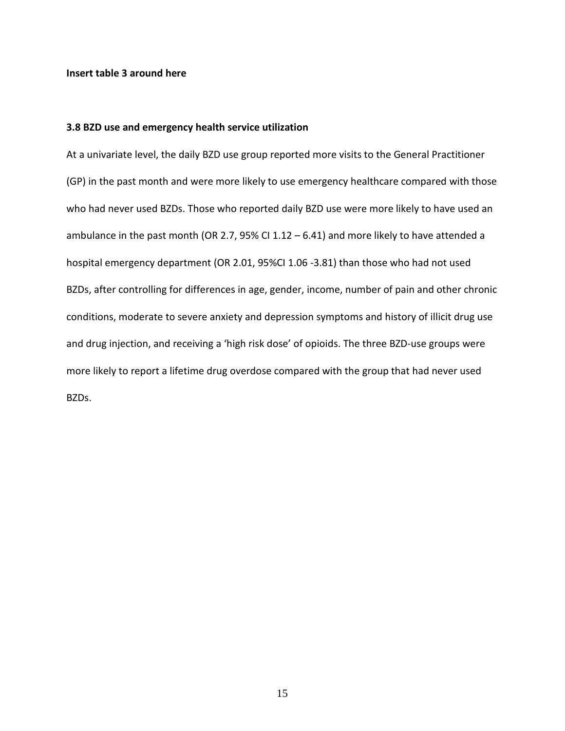**Insert table 3 around here**

### 3.8 BZD use and emergency health service utilization

At a univariate level, the daily BZD use group reported more visits to the General Practitioner (GP) in the past month and were more likely to use emergency healthcare compared with those who had never used BZDs. Those who reported daily BZD use were more likely to have used an ambulance in the past month (OR 2.7, 95% CI 1.12 – 6.41) and more likely to have attended a hospital emergency department (OR 2.01, 95%CI 1.06 -3.81) than those who had not used BZDs, after controlling for differences in age, gender, income, number of pain and other chronic conditions, moderate to severe anxiety and depression symptoms and history of illicit drug use and drug injection, and receiving a 'high risk dose' of opioids. The three BZD-use groups were more likely to report a lifetime drug overdose compared with the group that had never used BZDs.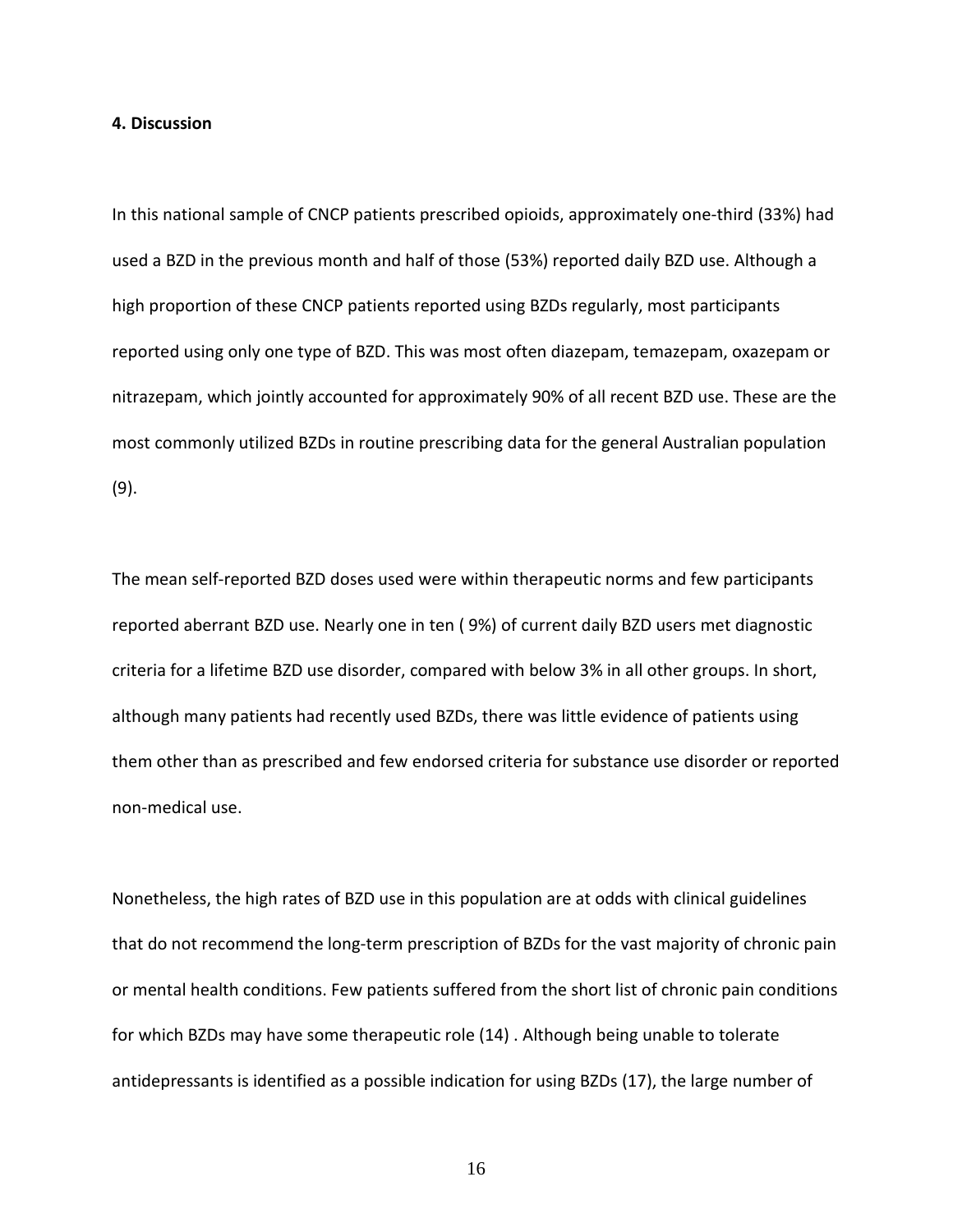#### 4. Discussion

In this national sample of CNCP patients prescribed opioids, approximately one-third (33%) had used a BZD in the previous month and half of those (53%) reported daily BZD use. Although a high proportion of these CNCP patients reported using BZDs regularly, most participants reported using only one type of BZD. This was most often diazepam, temazepam, oxazepam or nitrazepam, which jointly accounted for approximately 90% of all recent BZD use. These are the most commonly utilized BZDs in routine prescribing data for the general Australian population (9).

The mean self-reported BZD doses used were within therapeutic norms and few participants reported aberrant BZD use. Nearly one in ten ( 9%) of current daily BZD users met diagnostic criteria for a lifetime BZD use disorder, compared with below 3% in all other groups. In short, although many patients had recently used BZDs, there was little evidence of patients using them other than as prescribed and few endorsed criteria for substance use disorder or reported non-medical use.

Nonetheless, the high rates of BZD use in this population are at odds with clinical guidelines that do not recommend the long-term prescription of BZDs for the vast majority of chronic pain or mental health conditions. Few patients suffered from the short list of chronic pain conditions for which BZDs may have some therapeutic role (14) . Although being unable to tolerate antidepressants is identified as a possible indication for using BZDs (17), the large number of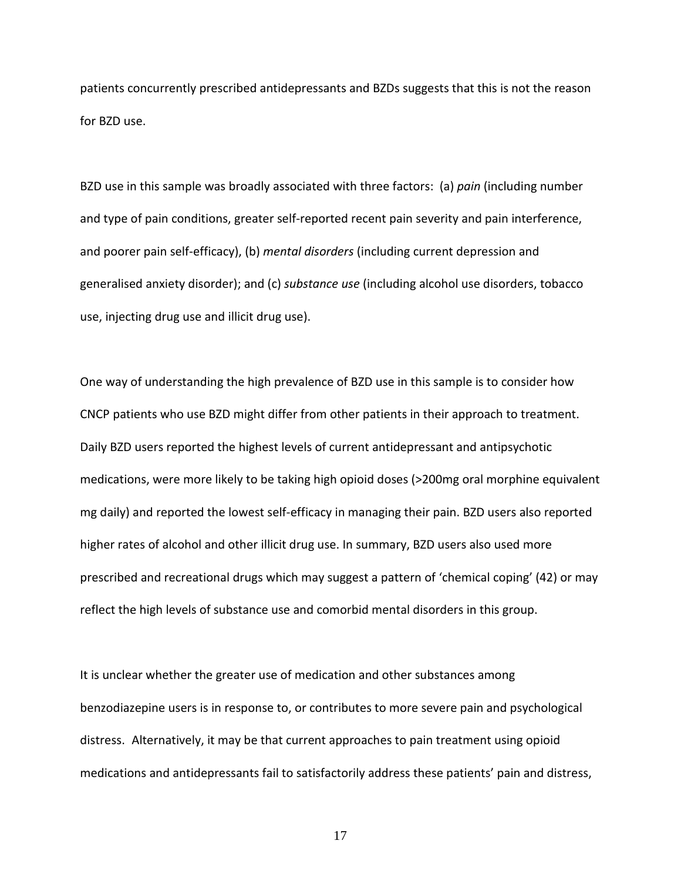patients concurrently prescribed antidepressants and BZDs suggests that this is not the reason for BZD use.

BZD use in this sample was broadly associated with three factors: (a) *pain* (including number and type of pain conditions, greater self-reported recent pain severity and pain interference, and poorer pain self-efficacy), (b) *mental disorders* (including current depression and generalised anxiety disorder); and (c) *substance use* (including alcohol use disorders, tobacco use, injecting drug use and illicit drug use).

One way of understanding the high prevalence of BZD use in this sample is to consider how CNCP patients who use BZD might differ from other patients in their approach to treatment. Daily BZD users reported the highest levels of current antidepressant and antipsychotic medications, were more likely to be taking high opioid doses (>200mg oral morphine equivalent mg daily) and reported the lowest self-efficacy in managing their pain. BZD users also reported higher rates of alcohol and other illicit drug use. In summary, BZD users also used more prescribed and recreational drugs which may suggest a pattern of 'chemical coping' (42) or may reflect the high levels of substance use and comorbid mental disorders in this group.

It is unclear whether the greater use of medication and other substances among benzodiazepine users is in response to, or contributes to more severe pain and psychological distress. Alternatively, it may be that current approaches to pain treatment using opioid medications and antidepressants fail to satisfactorily address these patients' pain and distress,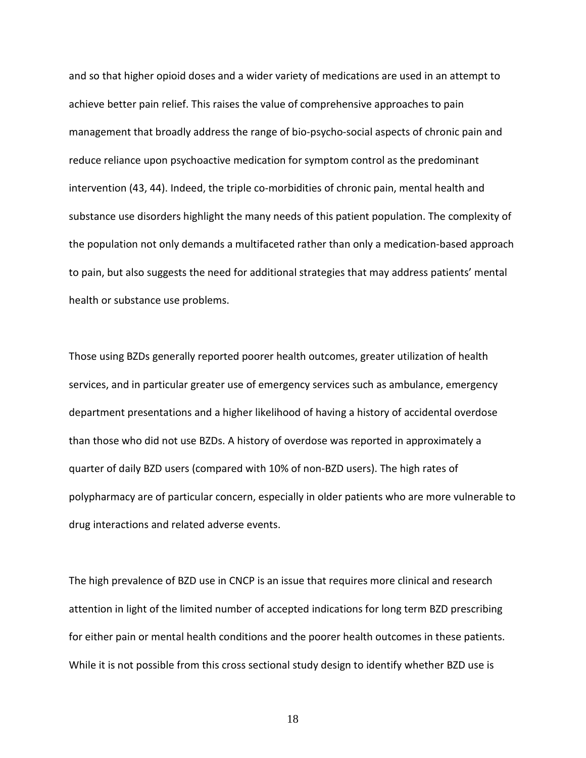and so that higher opioid doses and a wider variety of medications are used in an attempt to achieve better pain relief. This raises the value of comprehensive approaches to pain management that broadly address the range of bio-psycho-social aspects of chronic pain and reduce reliance upon psychoactive medication for symptom control as the predominant intervention (43, 44). Indeed, the triple co-morbidities of chronic pain, mental health and substance use disorders highlight the many needs of this patient population. The complexity of the population not only demands a multifaceted rather than only a medication-based approach to pain, but also suggests the need for additional strategies that may address patients' mental health or substance use problems.

Those using BZDs generally reported poorer health outcomes, greater utilization of health services, and in particular greater use of emergency services such as ambulance, emergency department presentations and a higher likelihood of having a history of accidental overdose than those who did not use BZDs. A history of overdose was reported in approximately a quarter of daily BZD users (compared with 10% of non-BZD users). The high rates of polypharmacy are of particular concern, especially in older patients who are more vulnerable to drug interactions and related adverse events.

The high prevalence of BZD use in CNCP is an issue that requires more clinical and research attention in light of the limited number of accepted indications for long term BZD prescribing for either pain or mental health conditions and the poorer health outcomes in these patients. While it is not possible from this cross sectional study design to identify whether BZD use is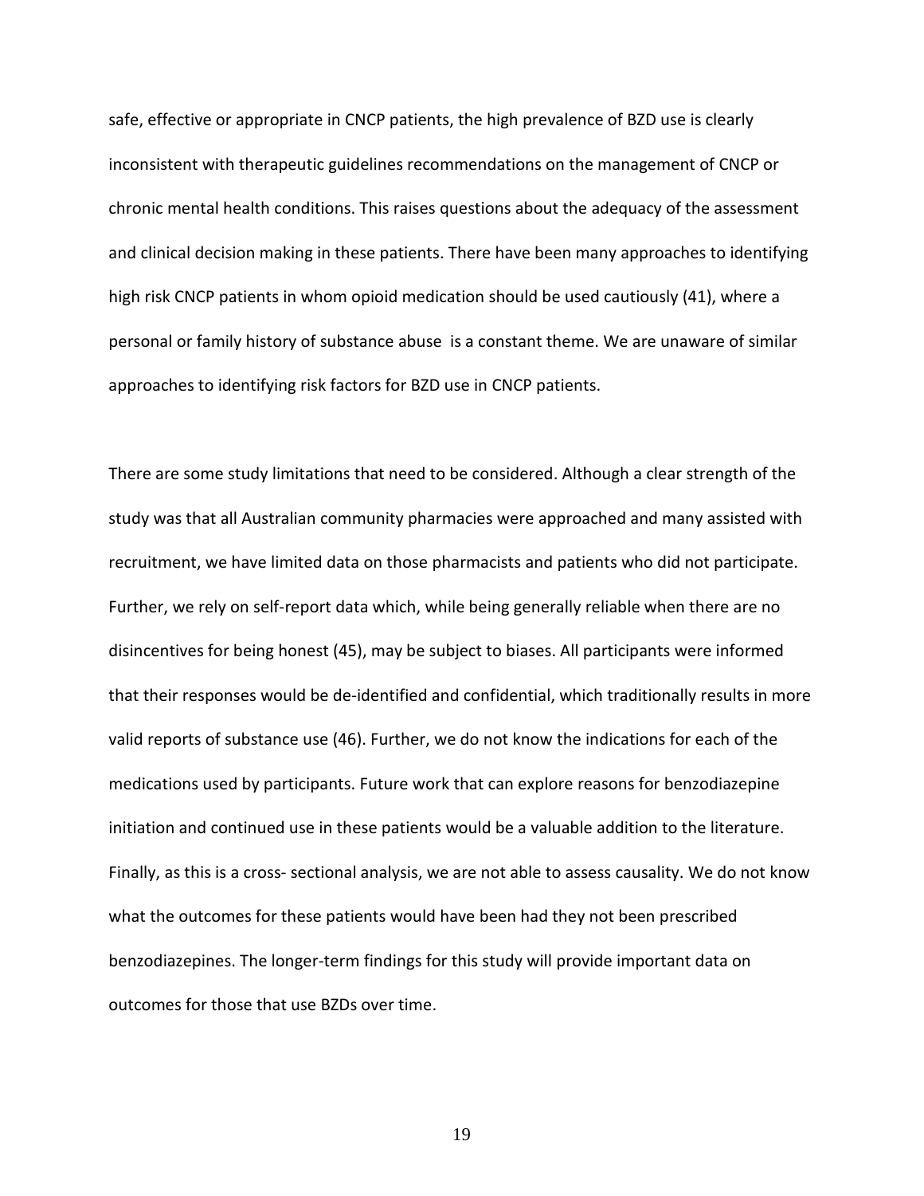safe, effective or appropriate in CNCP patients, the high prevalence of BZD use is clearly inconsistent with therapeutic guidelines recommendations on the management of CNCP or chronic mental health conditions. This raises questions about the adequacy of the assessment and clinical decision making in these patients. There have been many approaches to identifying high risk CNCP patients in whom opioid medication should be used cautiously (41), where a personal or family history of substance abuse is a constant theme. We are unaware of similar approaches to identifying risk factors for BZD use in CNCP patients.

There are some study limitations that need to be considered. Although a clear strength of the study was that all Australian community pharmacies were approached and many assisted with recruitment, we have limited data on those pharmacists and patients who did not participate. Further, we rely on self-report data which, while being generally reliable when there are no disincentives for being honest (45), may be subject to biases. All participants were informed that their responses would be de-identified and confidential, which traditionally results in more valid reports of substance use (46). Further, we do not know the indications for each of the medications used by participants. Future work that can explore reasons for benzodiazepine initiation and continued use in these patients would be a valuable addition to the literature. Finally, as this is a cross- sectional analysis, we are not able to assess causality. We do not know what the outcomes for these patients would have been had they not been prescribed benzodiazepines. The longer-term findings for this study will provide important data on outcomes for those that use BZDs over time.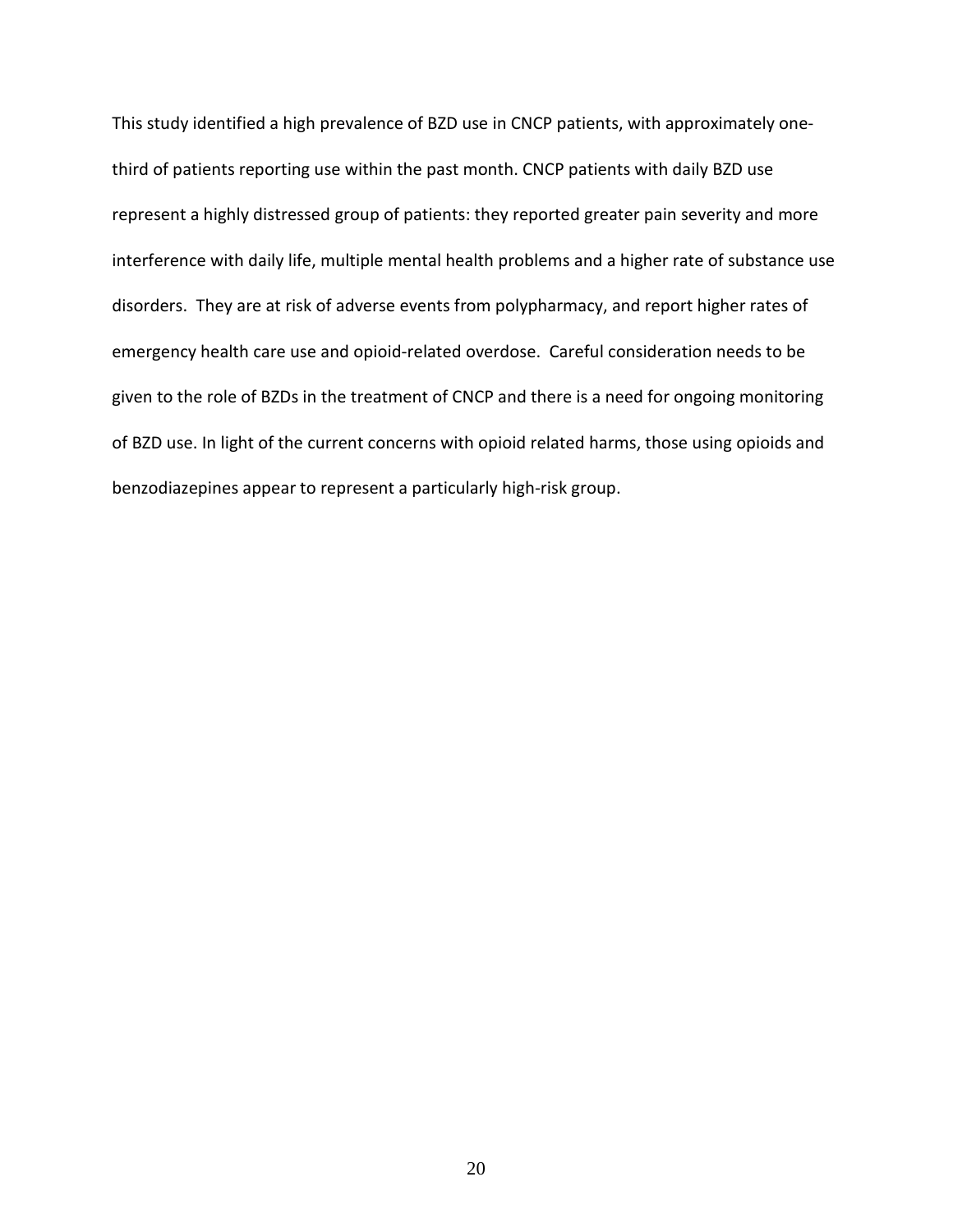This study identified a high prevalence of BZD use in CNCP patients, with approximately one-third of patients reporting use within the past month. CNCP patients with daily BZD use represent a highly distressed group of patients: they reported greater pain severity and more interference with daily life, multiple mental health problems and a higher rate of substance use disorders. They are at risk of adverse events from polypharmacy, and report higher rates of emergency health care use and opioid-related overdose. Careful consideration needs to be given to the role of BZDs in the treatment of CNCP and there is a need for ongoing monitoring of BZD use. In light of the current concerns with opioid related harms, those using opioids and benzodiazepines appear to represent a particularly high-risk group.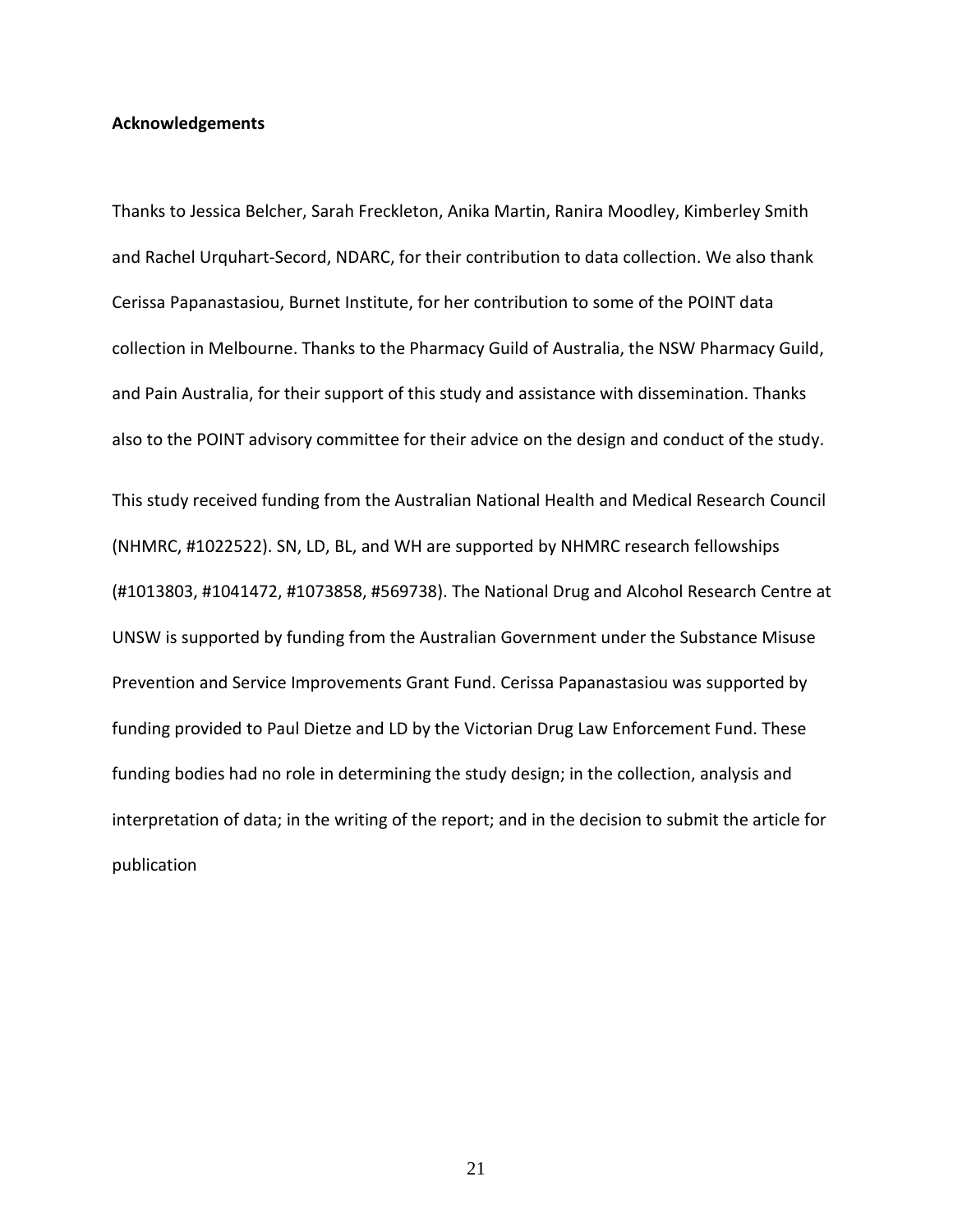**Acknowledgements**

Thanks to Jessica Belcher, Sarah Freckleton, Anika Martin, Ranira Moodley, Kimberley Smith and Rachel Urquhart-Secord, NDARC, for their contribution to data collection. We also thank Cerissa Papanastasiou, Burnet Institute, for her contribution to some of the POINT data collection in Melbourne. Thanks to the Pharmacy Guild of Australia, the NSW Pharmacy Guild, and Pain Australia, for their support of this study and assistance with dissemination. Thanks also to the POINT advisory committee for their advice on the design and conduct of the study.

This study received funding from the Australian National Health and Medical Research Council (NHMRC, #1022522). SN, LD, BL, and WH are supported by NHMRC research fellowships (#1013803, #1041472, #1073858, #569738). The National Drug and Alcohol Research Centre at UNSW is supported by funding from the Australian Government under the Substance Misuse Prevention and Service Improvements Grant Fund. Cerissa Papanastasiou was supported by funding provided to Paul Dietze and LD by the Victorian Drug Law Enforcement Fund. These funding bodies had no role in determining the study design; in the collection, analysis and interpretation of data; in the writing of the report; and in the decision to submit the article for publication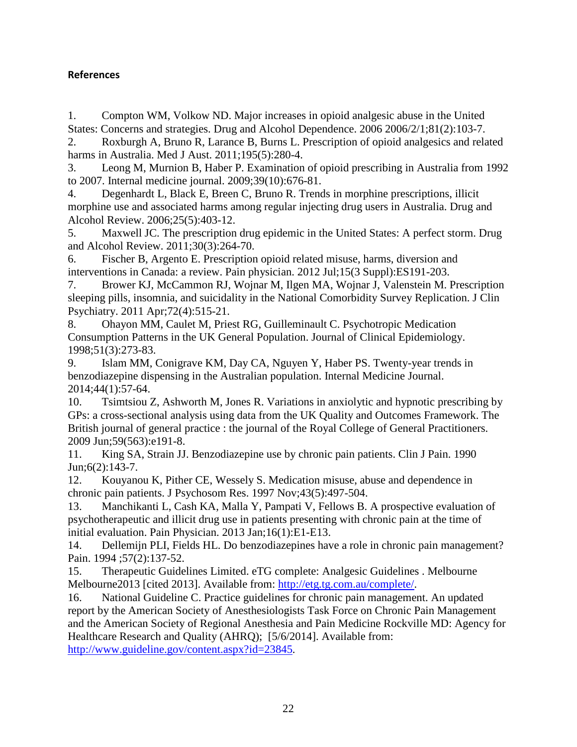**References**

1. Compton WM, Volkow ND. Major increases in opioid analgesic abuse in the United States: Concerns and strategies. Drug and Alcohol Dependence. 2006 2006/2/1;81(2):103-7.
2. Roxburgh A, Bruno R, Larance B, Burns L. Prescription of opioid analgesics and related harms in Australia. Med J Aust. 2011;195(5):280-4.
3. Leong M, Murnion B, Haber P. Examination of opioid prescribing in Australia from 1992 to 2007. Internal medicine journal. 2009;39(10):676-81.
4. Degenhardt L, Black E, Breen C, Bruno R. Trends in morphine prescriptions, illicit morphine use and associated harms among regular injecting drug users in Australia. Drug and Alcohol Review. 2006;25(5):403-12.
5. Maxwell JC. The prescription drug epidemic in the United States: A perfect storm. Drug and Alcohol Review. 2011;30(3):264-70.
6. Fischer B, Argento E. Prescription opioid related misuse, harms, diversion and interventions in Canada: a review. Pain physician. 2012 Jul;15(3 Suppl):ES191-203.
7. Brower KJ, McCammon RJ, Wojnar M, Ilgen MA, Wojnar J, Valenstein M. Prescription sleeping pills, insomnia, and suicidality in the National Comorbidity Survey Replication. J Clin Psychiatry. 2011 Apr;72(4):515-21.
8. Ohayon MM, Caulet M, Priest RG, Guilleminault C. Psychotropic Medication Consumption Patterns in the UK General Population. Journal of Clinical Epidemiology. 1998;51(3):273-83.
9. Islam MM, Conigrave KM, Day CA, Nguyen Y, Haber PS. Twenty-year trends in benzodiazepine dispensing in the Australian population. Internal Medicine Journal. 2014;44(1):57-64.
10. Tsimtsiou Z, Ashworth M, Jones R. Variations in anxiolytic and hypnotic prescribing by GPs: a cross-sectional analysis using data from the UK Quality and Outcomes Framework. The British journal of general practice : the journal of the Royal College of General Practitioners. 2009 Jun;59(563):e191-8.
11. King SA, Strain JJ. Benzodiazepine use by chronic pain patients. Clin J Pain. 1990 Jun;6(2):143-7.
12. Kouyanou K, Pither CE, Wessely S. Medication misuse, abuse and dependence in chronic pain patients. J Psychosom Res. 1997 Nov;43(5):497-504.
13. Manchikanti L, Cash KA, Malla Y, Pampati V, Fellows B. A prospective evaluation of psychotherapeutic and illicit drug use in patients presenting with chronic pain at the time of initial evaluation. Pain Physician. 2013 Jan;16(1):E1-E13.
14. Dellemijn PLI, Fields HL. Do benzodiazepines have a role in chronic pain management? Pain. 1994 ;57(2):137-52.
15. Therapeutic Guidelines Limited. eTG complete: Analgesic Guidelines . Melbourne Melbourne2013 [cited 2013]. Available from: http://etg.tg.com.au/complete/.
16. National Guideline C. Practice guidelines for chronic pain management. An updated report by the American Society of Anesthesiologists Task Force on Chronic Pain Management and the American Society of Regional Anesthesia and Pain Medicine Rockville MD: Agency for Healthcare Research and Quality (AHRQ); [5/6/2014]. Available from: http://www.guideline.gov/content.aspx?id=23845.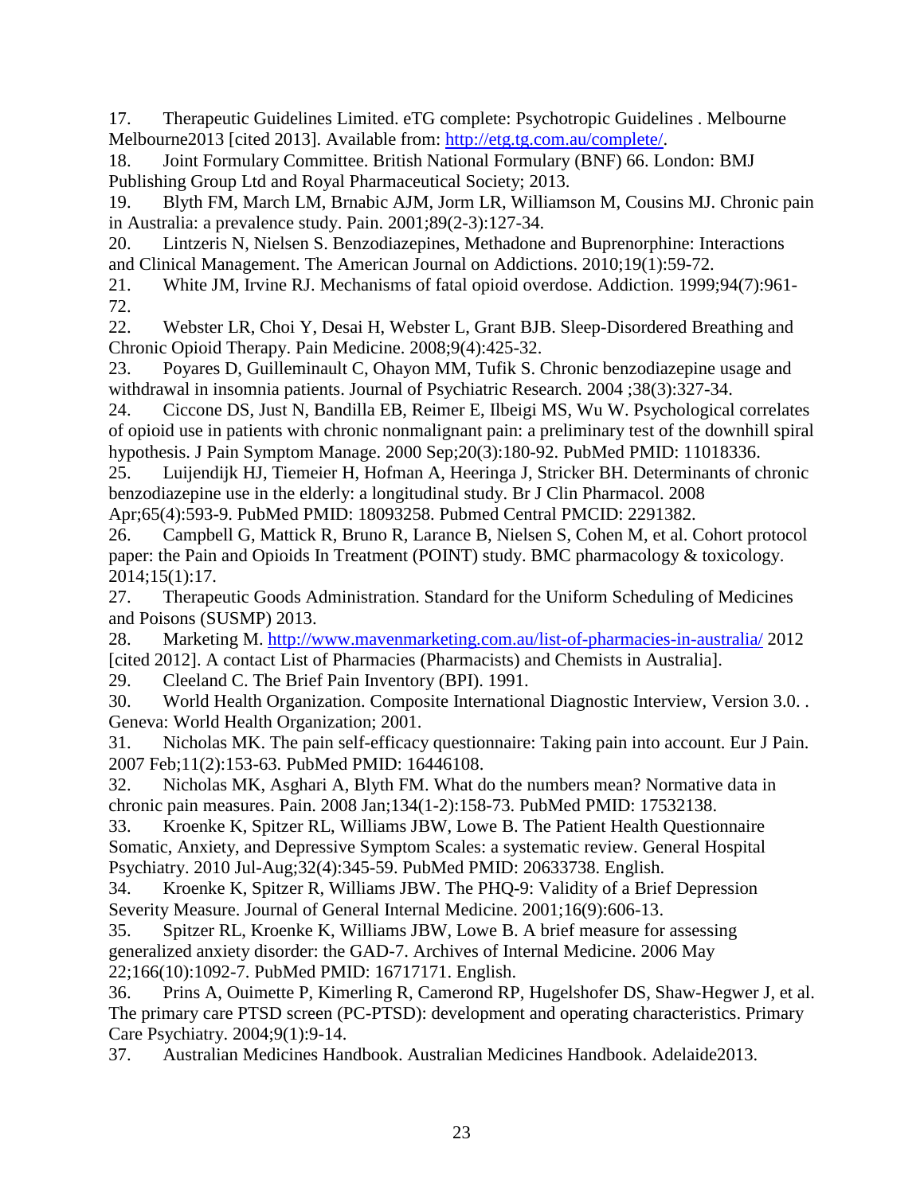17. Therapeutic Guidelines Limited. eTG complete: Psychotropic Guidelines . Melbourne Melbourne2013 [cited 2013]. Available from: http://etg.tg.com.au/complete/.

18. Joint Formulary Committee. British National Formulary (BNF) 66. London: BMJ Publishing Group Ltd and Royal Pharmaceutical Society; 2013.

19. Blyth FM, March LM, Brnabic AJM, Jorm LR, Williamson M, Cousins MJ. Chronic pain in Australia: a prevalence study. Pain. 2001;89(2-3):127-34.

20. Lintzeris N, Nielsen S. Benzodiazepines, Methadone and Buprenorphine: Interactions and Clinical Management. The American Journal on Addictions. 2010;19(1):59-72.

21. White JM, Irvine RJ. Mechanisms of fatal opioid overdose. Addiction. 1999;94(7):961-72.

22. Webster LR, Choi Y, Desai H, Webster L, Grant BJB. Sleep-Disordered Breathing and Chronic Opioid Therapy. Pain Medicine. 2008;9(4):425-32.

23. Poyares D, Guilleminault C, Ohayon MM, Tufik S. Chronic benzodiazepine usage and withdrawal in insomnia patients. Journal of Psychiatric Research. 2004 ;38(3):327-34.

24. Ciccone DS, Just N, Bandilla EB, Reimer E, Ilbeigi MS, Wu W. Psychological correlates of opioid use in patients with chronic nonmalignant pain: a preliminary test of the downhill spiral hypothesis. J Pain Symptom Manage. 2000 Sep;20(3):180-92. PubMed PMID: 11018336.

25. Luijendijk HJ, Tiemeier H, Hofman A, Heeringa J, Stricker BH. Determinants of chronic benzodiazepine use in the elderly: a longitudinal study. Br J Clin Pharmacol. 2008 Apr;65(4):593-9. PubMed PMID: 18093258. Pubmed Central PMCID: 2291382.

26. Campbell G, Mattick R, Bruno R, Larance B, Nielsen S, Cohen M, et al. Cohort protocol paper: the Pain and Opioids In Treatment (POINT) study. BMC pharmacology & toxicology. 2014;15(1):17.

27. Therapeutic Goods Administration. Standard for the Uniform Scheduling of Medicines and Poisons (SUSMP) 2013.

28. Marketing M. http://www.mavenmarketing.com.au/list-of-pharmacies-in-australia/ 2012 [cited 2012]. A contact List of Pharmacies (Pharmacists) and Chemists in Australia].

29. Cleeland C. The Brief Pain Inventory (BPI). 1991.

30. World Health Organization. Composite International Diagnostic Interview, Version 3.0. . Geneva: World Health Organization; 2001.

31. Nicholas MK. The pain self-efficacy questionnaire: Taking pain into account. Eur J Pain. 2007 Feb;11(2):153-63. PubMed PMID: 16446108.

32. Nicholas MK, Asghari A, Blyth FM. What do the numbers mean? Normative data in chronic pain measures. Pain. 2008 Jan;134(1-2):158-73. PubMed PMID: 17532138.

33. Kroenke K, Spitzer RL, Williams JBW, Lowe B. The Patient Health Questionnaire Somatic, Anxiety, and Depressive Symptom Scales: a systematic review. General Hospital Psychiatry. 2010 Jul-Aug;32(4):345-59. PubMed PMID: 20633738. English.

34. Kroenke K, Spitzer R, Williams JBW. The PHQ-9: Validity of a Brief Depression Severity Measure. Journal of General Internal Medicine. 2001;16(9):606-13.

35. Spitzer RL, Kroenke K, Williams JBW, Lowe B. A brief measure for assessing generalized anxiety disorder: the GAD-7. Archives of Internal Medicine. 2006 May 22;166(10):1092-7. PubMed PMID: 16717171. English.

36. Prins A, Ouimette P, Kimerling R, Camerond RP, Hugelshofer DS, Shaw-Hegwer J, et al. The primary care PTSD screen (PC-PTSD): development and operating characteristics. Primary Care Psychiatry. 2004;9(1):9-14.

37. Australian Medicines Handbook. Australian Medicines Handbook. Adelaide2013.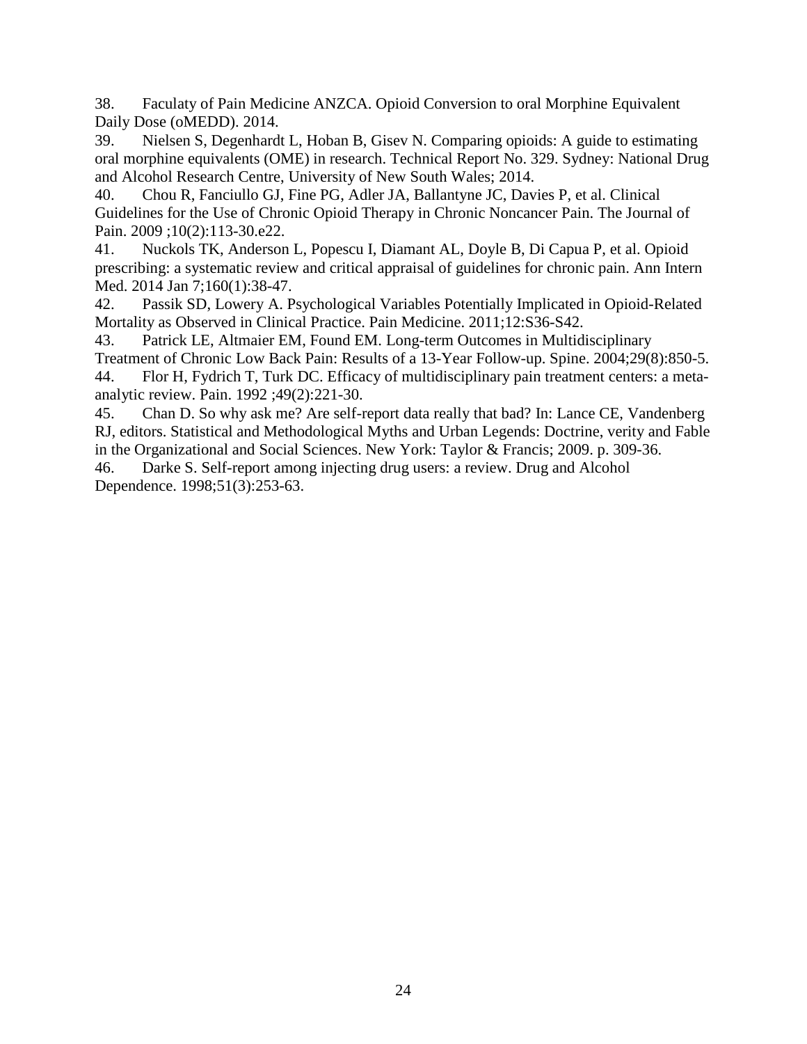38. Faculaty of Pain Medicine ANZCA. Opioid Conversion to oral Morphine Equivalent Daily Dose (oMEDD). 2014.

39. Nielsen S, Degenhardt L, Hoban B, Gisev N. Comparing opioids: A guide to estimating oral morphine equivalents (OME) in research. Technical Report No. 329. Sydney: National Drug and Alcohol Research Centre, University of New South Wales; 2014.

40. Chou R, Fanciullo GJ, Fine PG, Adler JA, Ballantyne JC, Davies P, et al. Clinical Guidelines for the Use of Chronic Opioid Therapy in Chronic Noncancer Pain. The Journal of Pain. 2009 ;10(2):113-30.e22.

41. Nuckols TK, Anderson L, Popescu I, Diamant AL, Doyle B, Di Capua P, et al. Opioid prescribing: a systematic review and critical appraisal of guidelines for chronic pain. Ann Intern Med. 2014 Jan 7;160(1):38-47.

42. Passik SD, Lowery A. Psychological Variables Potentially Implicated in Opioid-Related Mortality as Observed in Clinical Practice. Pain Medicine. 2011;12:S36-S42.

43. Patrick LE, Altmaier EM, Found EM. Long-term Outcomes in Multidisciplinary Treatment of Chronic Low Back Pain: Results of a 13-Year Follow-up. Spine. 2004;29(8):850-5.

44. Flor H, Fydrich T, Turk DC. Efficacy of multidisciplinary pain treatment centers: a meta-analytic review. Pain. 1992 ;49(2):221-30.

45. Chan D. So why ask me? Are self-report data really that bad? In: Lance CE, Vandenberg RJ, editors. Statistical and Methodological Myths and Urban Legends: Doctrine, verity and Fable in the Organizational and Social Sciences. New York: Taylor & Francis; 2009. p. 309-36.

46. Darke S. Self-report among injecting drug users: a review. Drug and Alcohol Dependence. 1998;51(3):253-63.